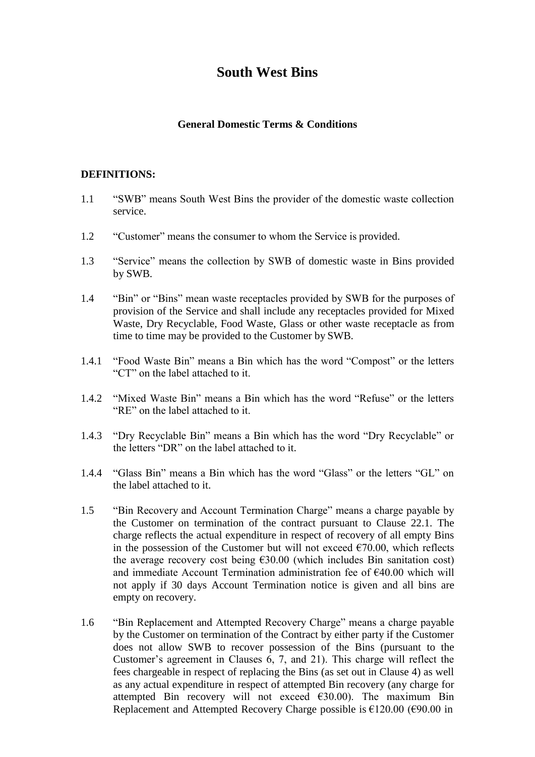# South West Bins

## General Domestic Terms & Conditions

### DEFINITIONS:

1.1 "SWB" means South West Bins the provider of the domestic waste collection service.

1.2 "Customer" means the consumer to whom the Service is provided.

1.3 "Service" means the collection by SWB of domestic waste in Bins provided by SWB.

1.4 "Bin" or "Bins" mean waste receptacles provided by SWB for the purposes of provision of the Service and shall include any receptacles provided for Mixed Waste, Dry Recyclable, Food Waste, Glass or other waste receptacle as from time to time may be provided to the Customer by SWB.

1.4.1 "Food Waste Bin" means a Bin which has the word "Compost" or the letters "CT" on the label attached to it.

1.4.2 "Mixed Waste Bin" means a Bin which has the word "Refuse" or the letters "RE" on the label attached to it.

1.4.3 "Dry Recyclable Bin" means a Bin which has the word "Dry Recyclable" or the letters "DR" on the label attached to it.

1.4.4 "Glass Bin" means a Bin which has the word "Glass" or the letters "GL" on the label attached to it.

1.5 "Bin Recovery and Account Termination Charge" means a charge payable by the Customer on termination of the contract pursuant to Clause 22.1. The charge reflects the actual expenditure in respect of recovery of all empty Bins in the possession of the Customer but will not exceed €70.00, which reflects the average recovery cost being €30.00 (which includes Bin sanitation cost) and immediate Account Termination administration fee of €40.00 which will not apply if 30 days Account Termination notice is given and all bins are empty on recovery.

1.6 "Bin Replacement and Attempted Recovery Charge" means a charge payable by the Customer on termination of the Contract by either party if the Customer does not allow SWB to recover possession of the Bins (pursuant to the Customer's agreement in Clauses 6, 7, and 21). This charge will reflect the fees chargeable in respect of replacing the Bins (as set out in Clause 4) as well as any actual expenditure in respect of attempted Bin recovery (any charge for attempted Bin recovery will not exceed €30.00). The maximum Bin Replacement and Attempted Recovery Charge possible is €120.00 (€90.00 in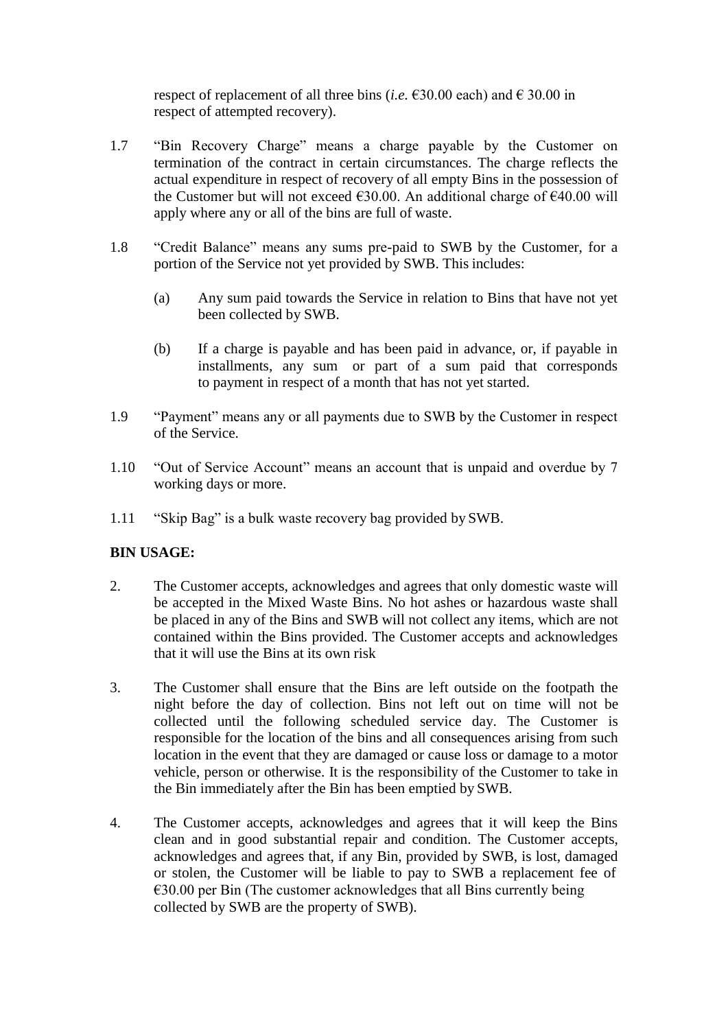respect of replacement of all three bins (*i.e.* €30.00 each) and € 30.00 in respect of attempted recovery).

1.7 "Bin Recovery Charge" means a charge payable by the Customer on termination of the contract in certain circumstances. The charge reflects the actual expenditure in respect of recovery of all empty Bins in the possession of the Customer but will not exceed €30.00. An additional charge of €40.00 will apply where any or all of the bins are full of waste.

1.8 "Credit Balance" means any sums pre-paid to SWB by the Customer, for a portion of the Service not yet provided by SWB. This includes:

(a) Any sum paid towards the Service in relation to Bins that have not yet been collected by SWB.

(b) If a charge is payable and has been paid in advance, or, if payable in installments, any sum or part of a sum paid that corresponds to payment in respect of a month that has not yet started.

1.9 "Payment" means any or all payments due to SWB by the Customer in respect of the Service.

1.10 "Out of Service Account" means an account that is unpaid and overdue by 7 working days or more.

1.11 "Skip Bag" is a bulk waste recovery bag provided by SWB.

**BIN USAGE:**

2. The Customer accepts, acknowledges and agrees that only domestic waste will be accepted in the Mixed Waste Bins. No hot ashes or hazardous waste shall be placed in any of the Bins and SWB will not collect any items, which are not contained within the Bins provided. The Customer accepts and acknowledges that it will use the Bins at its own risk

3. The Customer shall ensure that the Bins are left outside on the footpath the night before the day of collection. Bins not left out on time will not be collected until the following scheduled service day. The Customer is responsible for the location of the bins and all consequences arising from such location in the event that they are damaged or cause loss or damage to a motor vehicle, person or otherwise. It is the responsibility of the Customer to take in the Bin immediately after the Bin has been emptied by SWB.

4. The Customer accepts, acknowledges and agrees that it will keep the Bins clean and in good substantial repair and condition. The Customer accepts, acknowledges and agrees that, if any Bin, provided by SWB, is lost, damaged or stolen, the Customer will be liable to pay to SWB a replacement fee of €30.00 per Bin (The customer acknowledges that all Bins currently being collected by SWB are the property of SWB).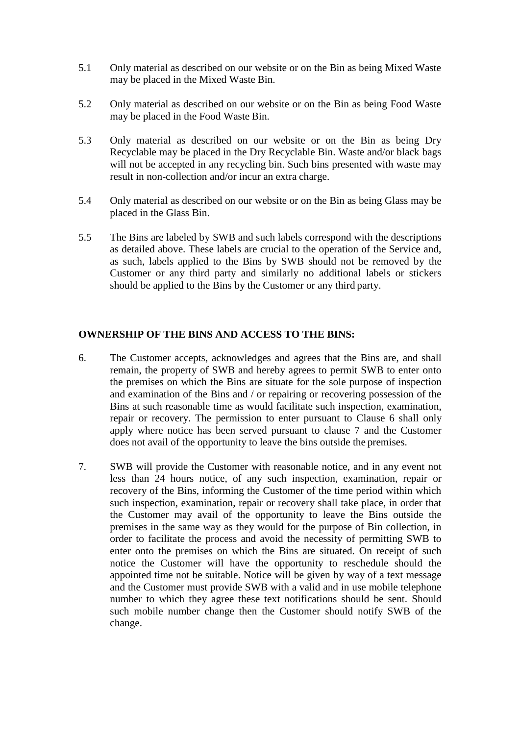5.1 Only material as described on our website or on the Bin as being Mixed Waste may be placed in the Mixed Waste Bin.

5.2 Only material as described on our website or on the Bin as being Food Waste may be placed in the Food Waste Bin.

5.3 Only material as described on our website or on the Bin as being Dry Recyclable may be placed in the Dry Recyclable Bin. Waste and/or black bags will not be accepted in any recycling bin. Such bins presented with waste may result in non-collection and/or incur an extra charge.

5.4 Only material as described on our website or on the Bin as being Glass may be placed in the Glass Bin.

5.5 The Bins are labeled by SWB and such labels correspond with the descriptions as detailed above. These labels are crucial to the operation of the Service and, as such, labels applied to the Bins by SWB should not be removed by the Customer or any third party and similarly no additional labels or stickers should be applied to the Bins by the Customer or any third party.

**OWNERSHIP OF THE BINS AND ACCESS TO THE BINS:**

6. The Customer accepts, acknowledges and agrees that the Bins are, and shall remain, the property of SWB and hereby agrees to permit SWB to enter onto the premises on which the Bins are situate for the sole purpose of inspection and examination of the Bins and / or repairing or recovering possession of the Bins at such reasonable time as would facilitate such inspection, examination, repair or recovery. The permission to enter pursuant to Clause 6 shall only apply where notice has been served pursuant to clause 7 and the Customer does not avail of the opportunity to leave the bins outside the premises.

7. SWB will provide the Customer with reasonable notice, and in any event not less than 24 hours notice, of any such inspection, examination, repair or recovery of the Bins, informing the Customer of the time period within which such inspection, examination, repair or recovery shall take place, in order that the Customer may avail of the opportunity to leave the Bins outside the premises in the same way as they would for the purpose of Bin collection, in order to facilitate the process and avoid the necessity of permitting SWB to enter onto the premises on which the Bins are situated. On receipt of such notice the Customer will have the opportunity to reschedule should the appointed time not be suitable. Notice will be given by way of a text message and the Customer must provide SWB with a valid and in use mobile telephone number to which they agree these text notifications should be sent. Should such mobile number change then the Customer should notify SWB of the change.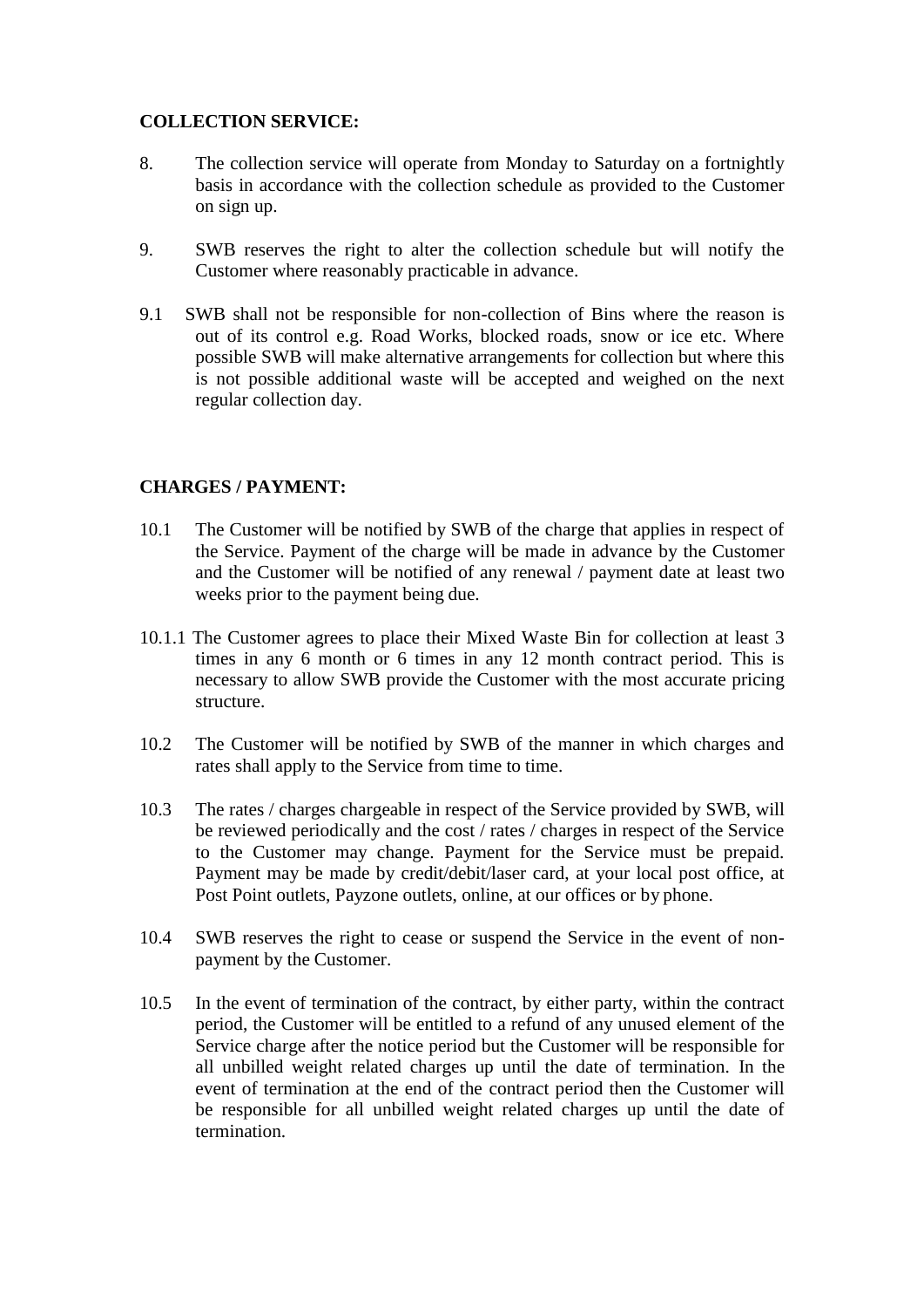**COLLECTION SERVICE:**

8. The collection service will operate from Monday to Saturday on a fortnightly basis in accordance with the collection schedule as provided to the Customer on sign up.

9. SWB reserves the right to alter the collection schedule but will notify the Customer where reasonably practicable in advance.

9.1 SWB shall not be responsible for non-collection of Bins where the reason is out of its control e.g. Road Works, blocked roads, snow or ice etc. Where possible SWB will make alternative arrangements for collection but where this is not possible additional waste will be accepted and weighed on the next regular collection day.

**CHARGES / PAYMENT:**

10.1 The Customer will be notified by SWB of the charge that applies in respect of the Service. Payment of the charge will be made in advance by the Customer and the Customer will be notified of any renewal / payment date at least two weeks prior to the payment being due.

10.1.1 The Customer agrees to place their Mixed Waste Bin for collection at least 3 times in any 6 month or 6 times in any 12 month contract period. This is necessary to allow SWB provide the Customer with the most accurate pricing structure.

10.2 The Customer will be notified by SWB of the manner in which charges and rates shall apply to the Service from time to time.

10.3 The rates / charges chargeable in respect of the Service provided by SWB, will be reviewed periodically and the cost / rates / charges in respect of the Service to the Customer may change. Payment for the Service must be prepaid. Payment may be made by credit/debit/laser card, at your local post office, at Post Point outlets, Payzone outlets, online, at our offices or by phone.

10.4 SWB reserves the right to cease or suspend the Service in the event of non-payment by the Customer.

10.5 In the event of termination of the contract, by either party, within the contract period, the Customer will be entitled to a refund of any unused element of the Service charge after the notice period but the Customer will be responsible for all unbilled weight related charges up until the date of termination. In the event of termination at the end of the contract period then the Customer will be responsible for all unbilled weight related charges up until the date of termination.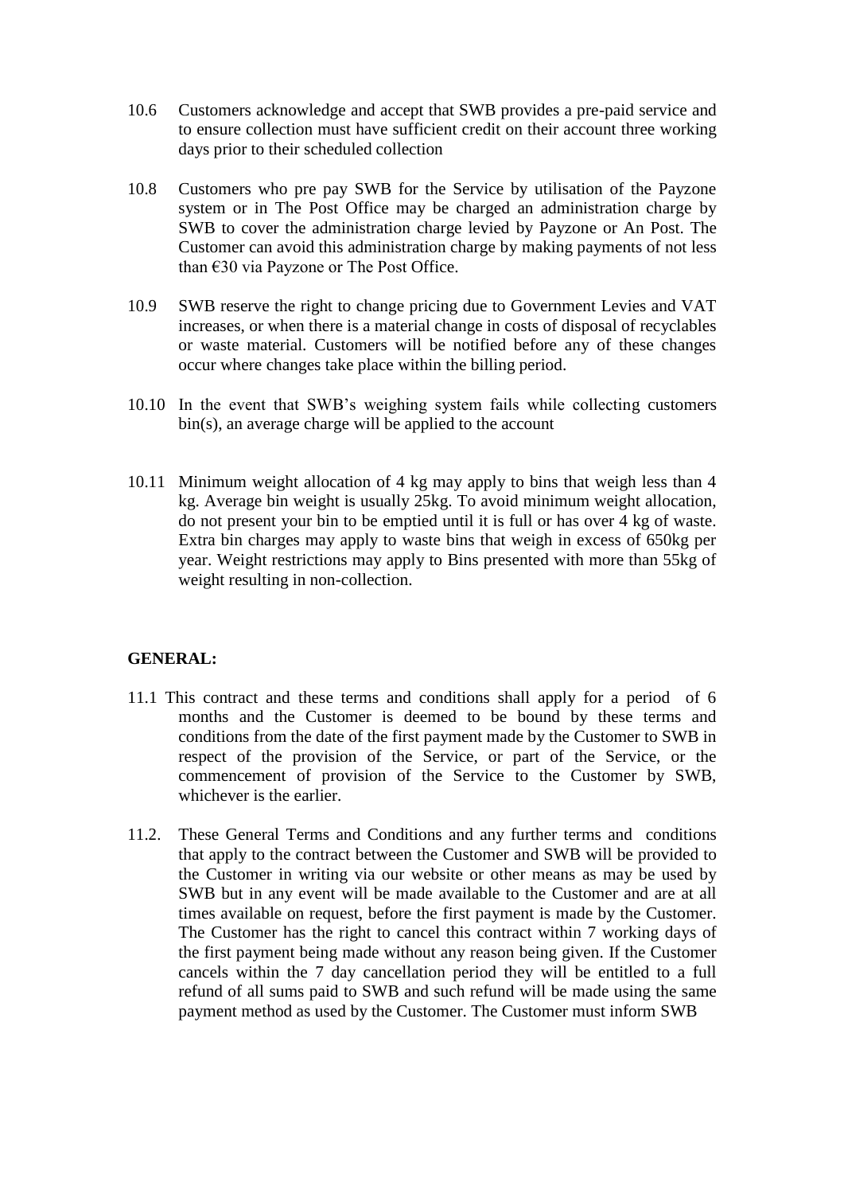10.6 Customers acknowledge and accept that SWB provides a pre-paid service and to ensure collection must have sufficient credit on their account three working days prior to their scheduled collection

10.8 Customers who pre pay SWB for the Service by utilisation of the Payzone system or in The Post Office may be charged an administration charge by SWB to cover the administration charge levied by Payzone or An Post. The Customer can avoid this administration charge by making payments of not less than €30 via Payzone or The Post Office.

10.9 SWB reserve the right to change pricing due to Government Levies and VAT increases, or when there is a material change in costs of disposal of recyclables or waste material. Customers will be notified before any of these changes occur where changes take place within the billing period.

10.10 In the event that SWB's weighing system fails while collecting customers bin(s), an average charge will be applied to the account

10.11 Minimum weight allocation of 4 kg may apply to bins that weigh less than 4 kg. Average bin weight is usually 25kg. To avoid minimum weight allocation, do not present your bin to be emptied until it is full or has over 4 kg of waste. Extra bin charges may apply to waste bins that weigh in excess of 650kg per year. Weight restrictions may apply to Bins presented with more than 55kg of weight resulting in non-collection.

**GENERAL:**

11.1 This contract and these terms and conditions shall apply for a period of 6 months and the Customer is deemed to be bound by these terms and conditions from the date of the first payment made by the Customer to SWB in respect of the provision of the Service, or part of the Service, or the commencement of provision of the Service to the Customer by SWB, whichever is the earlier.

11.2. These General Terms and Conditions and any further terms and conditions that apply to the contract between the Customer and SWB will be provided to the Customer in writing via our website or other means as may be used by SWB but in any event will be made available to the Customer and are at all times available on request, before the first payment is made by the Customer. The Customer has the right to cancel this contract within 7 working days of the first payment being made without any reason being given. If the Customer cancels within the 7 day cancellation period they will be entitled to a full refund of all sums paid to SWB and such refund will be made using the same payment method as used by the Customer. The Customer must inform SWB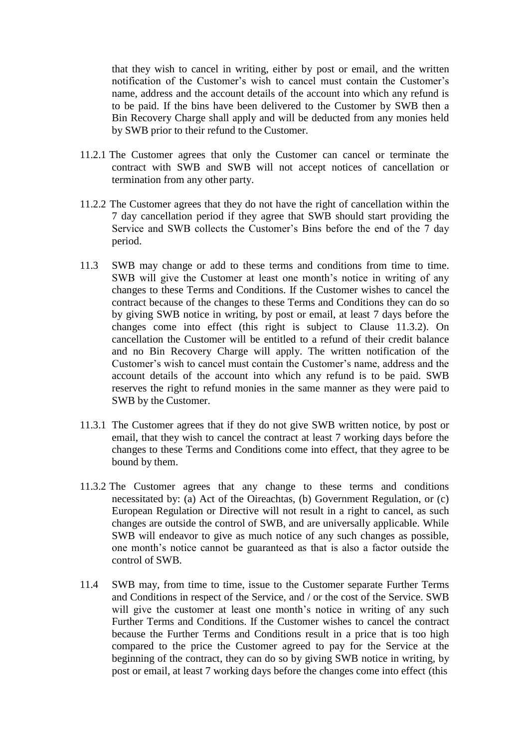that they wish to cancel in writing, either by post or email, and the written notification of the Customer's wish to cancel must contain the Customer's name, address and the account details of the account into which any refund is to be paid. If the bins have been delivered to the Customer by SWB then a Bin Recovery Charge shall apply and will be deducted from any monies held by SWB prior to their refund to the Customer.

11.2.1 The Customer agrees that only the Customer can cancel or terminate the contract with SWB and SWB will not accept notices of cancellation or termination from any other party.

11.2.2 The Customer agrees that they do not have the right of cancellation within the 7 day cancellation period if they agree that SWB should start providing the Service and SWB collects the Customer's Bins before the end of the 7 day period.

11.3 SWB may change or add to these terms and conditions from time to time. SWB will give the Customer at least one month's notice in writing of any changes to these Terms and Conditions. If the Customer wishes to cancel the contract because of the changes to these Terms and Conditions they can do so by giving SWB notice in writing, by post or email, at least 7 days before the changes come into effect (this right is subject to Clause 11.3.2). On cancellation the Customer will be entitled to a refund of their credit balance and no Bin Recovery Charge will apply. The written notification of the Customer's wish to cancel must contain the Customer's name, address and the account details of the account into which any refund is to be paid. SWB reserves the right to refund monies in the same manner as they were paid to SWB by the Customer.

11.3.1 The Customer agrees that if they do not give SWB written notice, by post or email, that they wish to cancel the contract at least 7 working days before the changes to these Terms and Conditions come into effect, that they agree to be bound by them.

11.3.2 The Customer agrees that any change to these terms and conditions necessitated by: (a) Act of the Oireachtas, (b) Government Regulation, or (c) European Regulation or Directive will not result in a right to cancel, as such changes are outside the control of SWB, and are universally applicable. While SWB will endeavor to give as much notice of any such changes as possible, one month's notice cannot be guaranteed as that is also a factor outside the control of SWB.

11.4 SWB may, from time to time, issue to the Customer separate Further Terms and Conditions in respect of the Service, and / or the cost of the Service. SWB will give the customer at least one month's notice in writing of any such Further Terms and Conditions. If the Customer wishes to cancel the contract because the Further Terms and Conditions result in a price that is too high compared to the price the Customer agreed to pay for the Service at the beginning of the contract, they can do so by giving SWB notice in writing, by post or email, at least 7 working days before the changes come into effect (this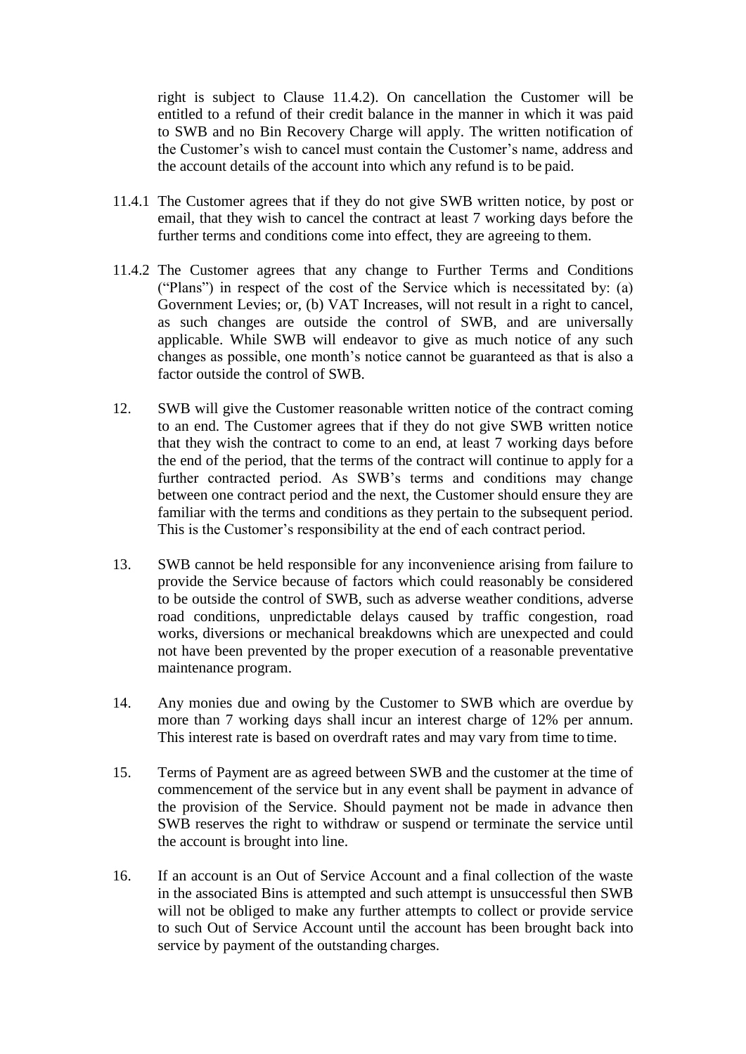right is subject to Clause 11.4.2). On cancellation the Customer will be entitled to a refund of their credit balance in the manner in which it was paid to SWB and no Bin Recovery Charge will apply. The written notification of the Customer's wish to cancel must contain the Customer's name, address and the account details of the account into which any refund is to be paid.

11.4.1 The Customer agrees that if they do not give SWB written notice, by post or email, that they wish to cancel the contract at least 7 working days before the further terms and conditions come into effect, they are agreeing to them.

11.4.2 The Customer agrees that any change to Further Terms and Conditions ("Plans") in respect of the cost of the Service which is necessitated by: (a) Government Levies; or, (b) VAT Increases, will not result in a right to cancel, as such changes are outside the control of SWB, and are universally applicable. While SWB will endeavor to give as much notice of any such changes as possible, one month's notice cannot be guaranteed as that is also a factor outside the control of SWB.

12. SWB will give the Customer reasonable written notice of the contract coming to an end. The Customer agrees that if they do not give SWB written notice that they wish the contract to come to an end, at least 7 working days before the end of the period, that the terms of the contract will continue to apply for a further contracted period. As SWB's terms and conditions may change between one contract period and the next, the Customer should ensure they are familiar with the terms and conditions as they pertain to the subsequent period. This is the Customer's responsibility at the end of each contract period.

13. SWB cannot be held responsible for any inconvenience arising from failure to provide the Service because of factors which could reasonably be considered to be outside the control of SWB, such as adverse weather conditions, adverse road conditions, unpredictable delays caused by traffic congestion, road works, diversions or mechanical breakdowns which are unexpected and could not have been prevented by the proper execution of a reasonable preventative maintenance program.

14. Any monies due and owing by the Customer to SWB which are overdue by more than 7 working days shall incur an interest charge of 12% per annum. This interest rate is based on overdraft rates and may vary from time to time.

15. Terms of Payment are as agreed between SWB and the customer at the time of commencement of the service but in any event shall be payment in advance of the provision of the Service. Should payment not be made in advance then SWB reserves the right to withdraw or suspend or terminate the service until the account is brought into line.

16. If an account is an Out of Service Account and a final collection of the waste in the associated Bins is attempted and such attempt is unsuccessful then SWB will not be obliged to make any further attempts to collect or provide service to such Out of Service Account until the account has been brought back into service by payment of the outstanding charges.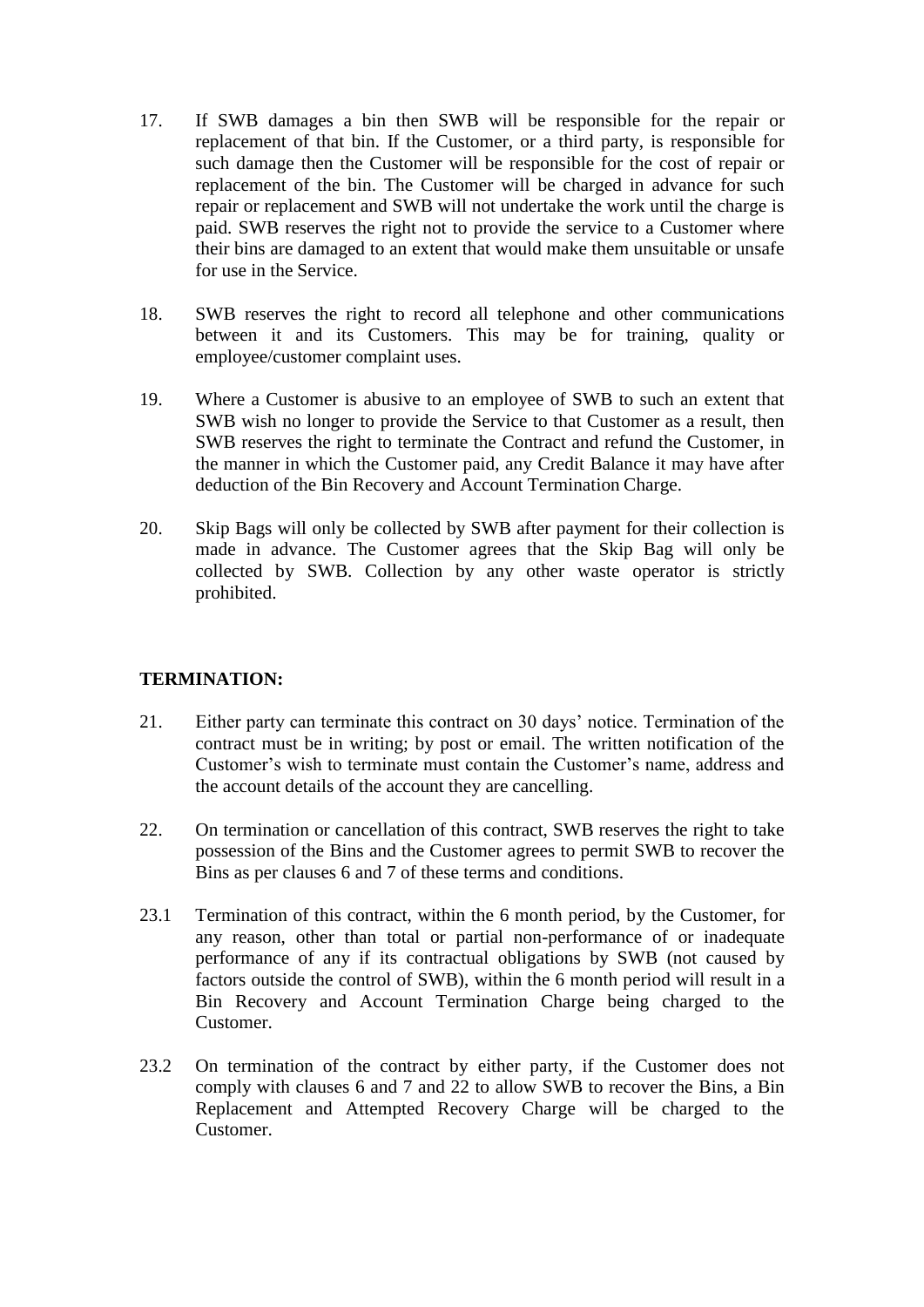17. If SWB damages a bin then SWB will be responsible for the repair or replacement of that bin. If the Customer, or a third party, is responsible for such damage then the Customer will be responsible for the cost of repair or replacement of the bin. The Customer will be charged in advance for such repair or replacement and SWB will not undertake the work until the charge is paid. SWB reserves the right not to provide the service to a Customer where their bins are damaged to an extent that would make them unsuitable or unsafe for use in the Service.

18. SWB reserves the right to record all telephone and other communications between it and its Customers. This may be for training, quality or employee/customer complaint uses.

19. Where a Customer is abusive to an employee of SWB to such an extent that SWB wish no longer to provide the Service to that Customer as a result, then SWB reserves the right to terminate the Contract and refund the Customer, in the manner in which the Customer paid, any Credit Balance it may have after deduction of the Bin Recovery and Account Termination Charge.

20. Skip Bags will only be collected by SWB after payment for their collection is made in advance. The Customer agrees that the Skip Bag will only be collected by SWB. Collection by any other waste operator is strictly prohibited.

**TERMINATION:**

21. Either party can terminate this contract on 30 days' notice. Termination of the contract must be in writing; by post or email. The written notification of the Customer's wish to terminate must contain the Customer's name, address and the account details of the account they are cancelling.

22. On termination or cancellation of this contract, SWB reserves the right to take possession of the Bins and the Customer agrees to permit SWB to recover the Bins as per clauses 6 and 7 of these terms and conditions.

23.1 Termination of this contract, within the 6 month period, by the Customer, for any reason, other than total or partial non-performance of or inadequate performance of any if its contractual obligations by SWB (not caused by factors outside the control of SWB), within the 6 month period will result in a Bin Recovery and Account Termination Charge being charged to the Customer.

23.2 On termination of the contract by either party, if the Customer does not comply with clauses 6 and 7 and 22 to allow SWB to recover the Bins, a Bin Replacement and Attempted Recovery Charge will be charged to the Customer.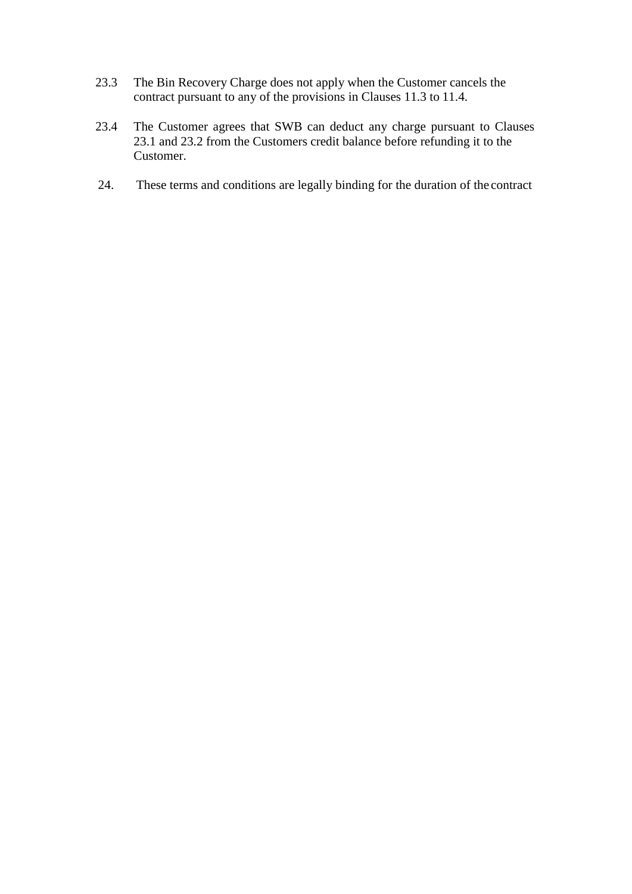23.3 The Bin Recovery Charge does not apply when the Customer cancels the contract pursuant to any of the provisions in Clauses 11.3 to 11.4.

23.4 The Customer agrees that SWB can deduct any charge pursuant to Clauses 23.1 and 23.2 from the Customers credit balance before refunding it to the Customer.

24. These terms and conditions are legally binding for the duration of the contract